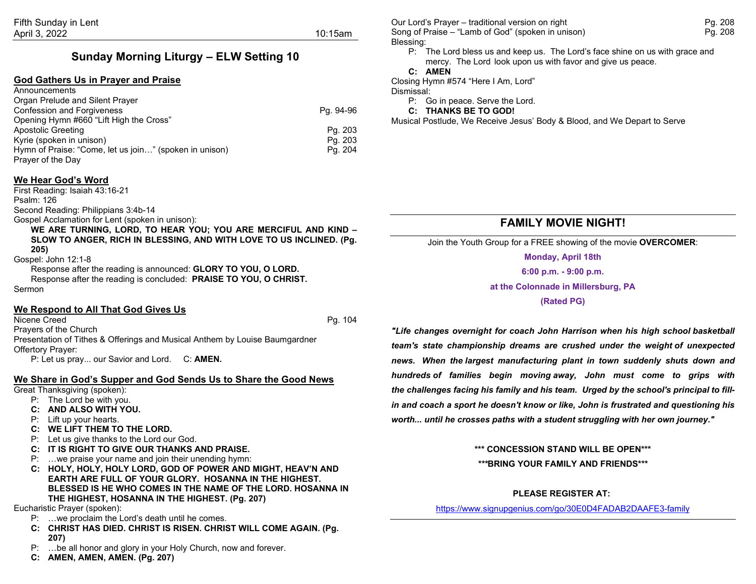Fifth Sunday in Lent
April 3, 2022 10:15am

# Sunday Morning Liturgy – ELW Setting 10

## God Gathers Us in Prayer and Praise

Announcements
Organ Prelude and Silent Prayer
Confession and Forgiveness Pg. 94-96
Opening Hymn #660 "Lift High the Cross"
Apostolic Greeting Pg. 203
Kyrie (spoken in unison) Pg. 203
Hymn of Praise: "Come, let us join…" (spoken in unison) Pg. 204
Prayer of the Day

## We Hear God's Word

First Reading: Isaiah 43:16-21
Psalm: 126
Second Reading: Philippians 3:4b-14
Gospel Acclamation for Lent (spoken in unison):

**WE ARE TURNING, LORD, TO HEAR YOU; YOU ARE MERCIFUL AND KIND – SLOW TO ANGER, RICH IN BLESSING, AND WITH LOVE TO US INCLINED. (Pg. 205)**

Gospel: John 12:1-8

Response after the reading is announced: **GLORY TO YOU, O LORD.**
Response after the reading is concluded: **PRAISE TO YOU, O CHRIST.**

Sermon

## We Respond to All That God Gives Us

Nicene Creed Pg. 104
Prayers of the Church
Presentation of Tithes & Offerings and Musical Anthem by Louise Baumgardner
Offertory Prayer:

P: Let us pray... our Savior and Lord. C: **AMEN.**

## We Share in God's Supper and God Sends Us to Share the Good News

Great Thanksgiving (spoken):

P: The Lord be with you.
**C: AND ALSO WITH YOU.**
P: Lift up your hearts.
**C: WE LIFT THEM TO THE LORD.**
P: Let us give thanks to the Lord our God.
**C: IT IS RIGHT TO GIVE OUR THANKS AND PRAISE.**
P: …we praise your name and join their unending hymn:
**C: HOLY, HOLY, HOLY LORD, GOD OF POWER AND MIGHT, HEAV'N AND EARTH ARE FULL OF YOUR GLORY. HOSANNA IN THE HIGHEST. BLESSED IS HE WHO COMES IN THE NAME OF THE LORD. HOSANNA IN THE HIGHEST, HOSANNA IN THE HIGHEST. (Pg. 207)**

Eucharistic Prayer (spoken):

P: …we proclaim the Lord's death until he comes.
**C: CHRIST HAS DIED. CHRIST IS RISEN. CHRIST WILL COME AGAIN. (Pg. 207)**
P: …be all honor and glory in your Holy Church, now and forever.
**C: AMEN, AMEN, AMEN. (Pg. 207)**

Our Lord's Prayer – traditional version on right Pg. 208
Song of Praise – "Lamb of God" (spoken in unison) Pg. 208
Blessing:

P: The Lord bless us and keep us. The Lord's face shine on us with grace and mercy. The Lord look upon us with favor and give us peace.
**C: AMEN**

Closing Hymn #574 "Here I Am, Lord"
Dismissal:

P: Go in peace. Serve the Lord.
**C: THANKS BE TO GOD!**

Musical Postlude, We Receive Jesus' Body & Blood, and We Depart to Serve

## FAMILY MOVIE NIGHT!

Join the Youth Group for a FREE showing of the movie **OVERCOMER**:

**Monday, April 18th**

**6:00 p.m. - 9:00 p.m.**

**at the Colonnade in Millersburg, PA**

**(Rated PG)**

***"Life changes overnight for coach John Harrison when his high school basketball team's state championship dreams are crushed under the weight of unexpected news. When the largest manufacturing plant in town suddenly shuts down and hundreds of families begin moving away, John must come to grips with the challenges facing his family and his team. Urged by the school's principal to fill-in and coach a sport he doesn't know or like, John is frustrated and questioning his worth... until he crosses paths with a student struggling with her own journey."***

**\*\*\* CONCESSION STAND WILL BE OPEN\*\*\***

**\*\*\*BRING YOUR FAMILY AND FRIENDS\*\*\***

**PLEASE REGISTER AT:**

https://www.signupgenius.com/go/30E0D4FADAB2DAAFE3-family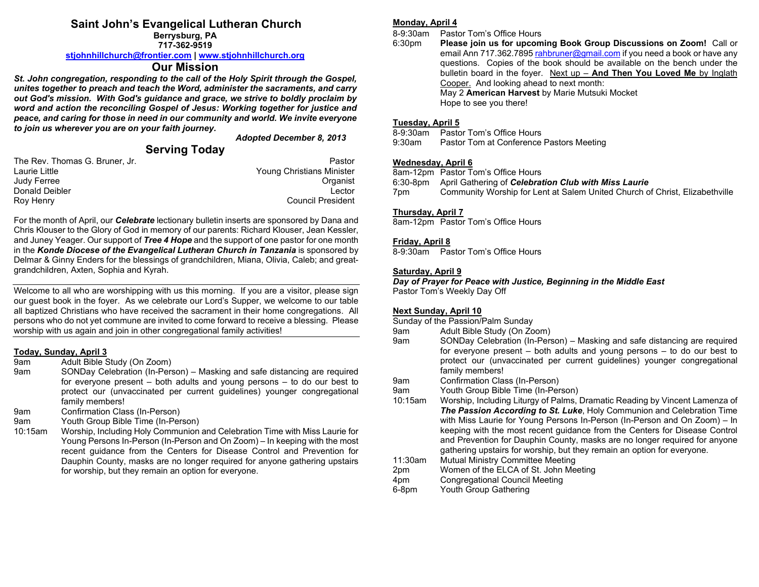# Saint John's Evangelical Lutheran Church

**Berrysburg, PA**
**717-362-9519**
**stjohnhillchurch@frontier.com | www.stjohnhillchurch.org**

## Our Mission

***St. John congregation, responding to the call of the Holy Spirit through the Gospel, unites together to preach and teach the Word, administer the sacraments, and carry out God's mission. With God's guidance and grace, we strive to boldly proclaim by word and action the reconciling Gospel of Jesus: Working together for justice and peace, and caring for those in need in our community and world. We invite everyone to join us wherever you are on your faith journey.***

***Adopted December 8, 2013***

## Serving Today

| | |
|---|---|
| The Rev. Thomas G. Bruner, Jr. | Pastor |
| Laurie Little | Young Christians Minister |
| Judy Ferree | Organist |
| Donald Deibler | Lector |
| Roy Henry | Council President |

For the month of April, our ***Celebrate*** lectionary bulletin inserts are sponsored by Dana and Chris Klouser to the Glory of God in memory of our parents: Richard Klouser, Jean Kessler, and Juney Yeager. Our support of ***Tree 4 Hope*** and the support of one pastor for one month in the ***Konde Diocese of the Evangelical Lutheran Church in Tanzania*** is sponsored by Delmar & Ginny Enders for the blessings of grandchildren, Miana, Olivia, Caleb; and great-grandchildren, Axten, Sophia and Kyrah.

---

Welcome to all who are worshipping with us this morning. If you are a visitor, please sign our guest book in the foyer. As we celebrate our Lord's Supper, we welcome to our table all baptized Christians who have received the sacrament in their home congregations. All persons who do not yet commune are invited to come forward to receive a blessing. Please worship with us again and join in other congregational family activities!

---

**Today, Sunday, April 3**

9am Adult Bible Study (On Zoom)
9am SONDay Celebration (In-Person) – Masking and safe distancing are required for everyone present – both adults and young persons – to do our best to protect our (unvaccinated per current guidelines) younger congregational family members!
9am Confirmation Class (In-Person)
9am Youth Group Bible Time (In-Person)
10:15am Worship, Including Holy Communion and Celebration Time with Miss Laurie for Young Persons In-Person (In-Person and On Zoom) – In keeping with the most recent guidance from the Centers for Disease Control and Prevention for Dauphin County, masks are no longer required for anyone gathering upstairs for worship, but they remain an option for everyone.

**Monday, April 4**

8-9:30am Pastor Tom's Office Hours
6:30pm **Please join us for upcoming Book Group Discussions on Zoom!** Call or email Ann 717.362.7895 rahbruner@gmail.com if you need a book or have any questions. Copies of the book should be available on the bench under the bulletin board in the foyer. Next up – **And Then You Loved Me** by Inglath Cooper. And looking ahead to next month:
May 2 **American Harvest** by Marie Mutsuki Mocket
Hope to see you there!

**Tuesday, April 5**

8-9:30am Pastor Tom's Office Hours
9:30am Pastor Tom at Conference Pastors Meeting

**Wednesday, April 6**

8am-12pm Pastor Tom's Office Hours
6:30-8pm April Gathering of ***Celebration Club with Miss Laurie***
7pm Community Worship for Lent at Salem United Church of Christ, Elizabethville

**Thursday, April 7**

8am-12pm Pastor Tom's Office Hours

**Friday, April 8**

8-9:30am Pastor Tom's Office Hours

**Saturday, April 9**

***Day of Prayer for Peace with Justice, Beginning in the Middle East***
Pastor Tom's Weekly Day Off

**Next Sunday, April 10**

Sunday of the Passion/Palm Sunday
9am Adult Bible Study (On Zoom)
9am SONDay Celebration (In-Person) – Masking and safe distancing are required for everyone present – both adults and young persons – to do our best to protect our (unvaccinated per current guidelines) younger congregational family members!
9am Confirmation Class (In-Person)
9am Youth Group Bible Time (In-Person)
10:15am Worship, Including Liturgy of Palms, Dramatic Reading by Vincent Lamenza of ***The Passion According to St. Luke***, Holy Communion and Celebration Time with Miss Laurie for Young Persons In-Person (In-Person and On Zoom) – In keeping with the most recent guidance from the Centers for Disease Control and Prevention for Dauphin County, masks are no longer required for anyone gathering upstairs for worship, but they remain an option for everyone.
11:30am Mutual Ministry Committee Meeting
2pm Women of the ELCA of St. John Meeting
4pm Congregational Council Meeting
6-8pm Youth Group Gathering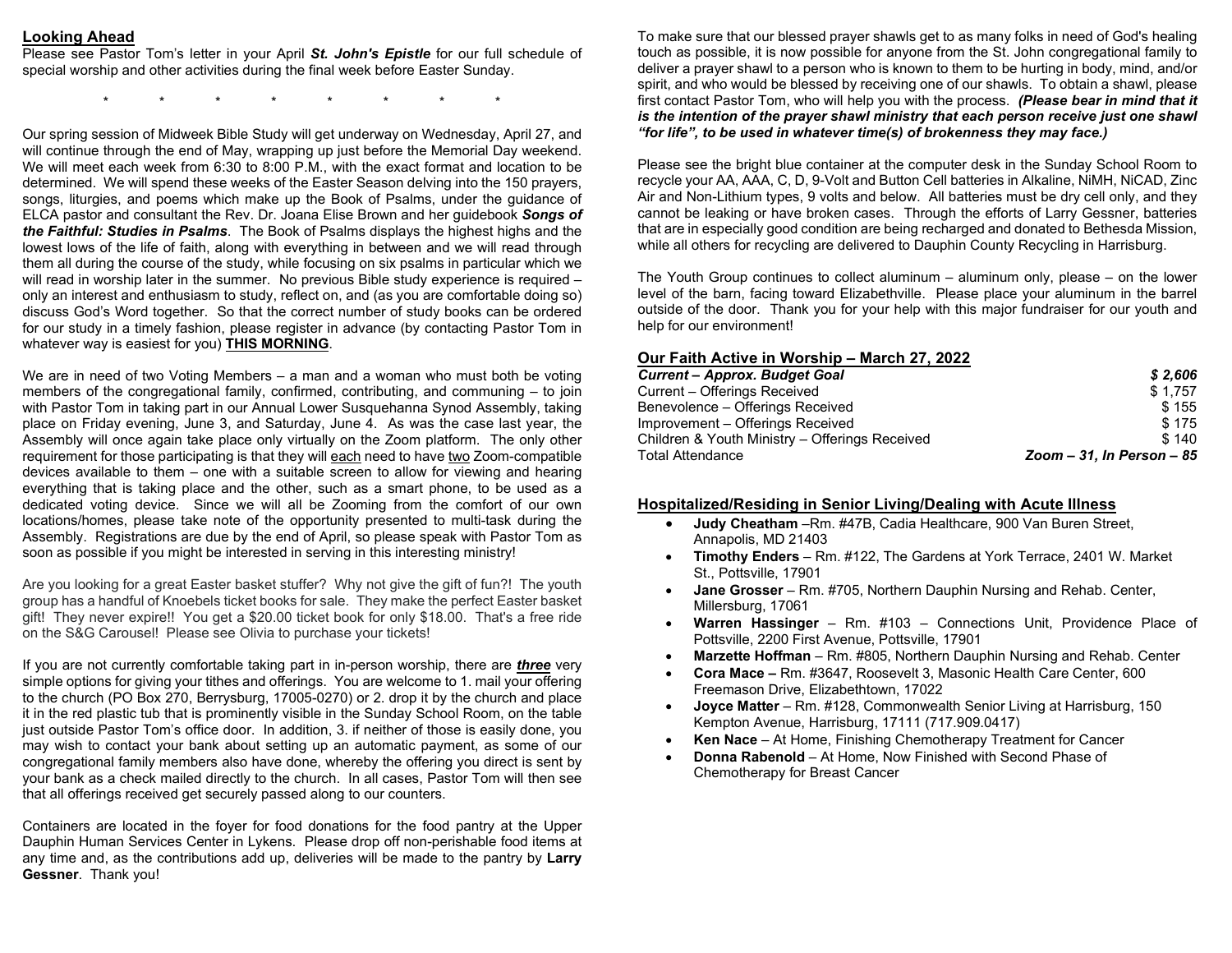## Looking Ahead

Please see Pastor Tom's letter in your April ***St. John's Epistle*** for our full schedule of special worship and other activities during the final week before Easter Sunday.

\* \* \* \* \* \* \* \*

Our spring session of Midweek Bible Study will get underway on Wednesday, April 27, and will continue through the end of May, wrapping up just before the Memorial Day weekend. We will meet each week from 6:30 to 8:00 P.M., with the exact format and location to be determined. We will spend these weeks of the Easter Season delving into the 150 prayers, songs, liturgies, and poems which make up the Book of Psalms, under the guidance of ELCA pastor and consultant the Rev. Dr. Joana Elise Brown and her guidebook ***Songs of the Faithful: Studies in Psalms***. The Book of Psalms displays the highest highs and the lowest lows of the life of faith, along with everything in between and we will read through them all during the course of the study, while focusing on six psalms in particular which we will read in worship later in the summer. No previous Bible study experience is required – only an interest and enthusiasm to study, reflect on, and (as you are comfortable doing so) discuss God's Word together. So that the correct number of study books can be ordered for our study in a timely fashion, please register in advance (by contacting Pastor Tom in whatever way is easiest for you) **THIS MORNING**.

We are in need of two Voting Members – a man and a woman who must both be voting members of the congregational family, confirmed, contributing, and communing – to join with Pastor Tom in taking part in our Annual Lower Susquehanna Synod Assembly, taking place on Friday evening, June 3, and Saturday, June 4. As was the case last year, the Assembly will once again take place only virtually on the Zoom platform. The only other requirement for those participating is that they will each need to have two Zoom-compatible devices available to them – one with a suitable screen to allow for viewing and hearing everything that is taking place and the other, such as a smart phone, to be used as a dedicated voting device. Since we will all be Zooming from the comfort of our own locations/homes, please take note of the opportunity presented to multi-task during the Assembly. Registrations are due by the end of April, so please speak with Pastor Tom as soon as possible if you might be interested in serving in this interesting ministry!

Are you looking for a great Easter basket stuffer? Why not give the gift of fun?! The youth group has a handful of Knoebels ticket books for sale. They make the perfect Easter basket gift! They never expire!! You get a $20.00 ticket book for only $18.00. That's a free ride on the S&G Carousel! Please see Olivia to purchase your tickets!

If you are not currently comfortable taking part in in-person worship, there are ***three*** very simple options for giving your tithes and offerings. You are welcome to 1. mail your offering to the church (PO Box 270, Berrysburg, 17005-0270) or 2. drop it by the church and place it in the red plastic tub that is prominently visible in the Sunday School Room, on the table just outside Pastor Tom's office door. In addition, 3. if neither of those is easily done, you may wish to contact your bank about setting up an automatic payment, as some of our congregational family members also have done, whereby the offering you direct is sent by your bank as a check mailed directly to the church. In all cases, Pastor Tom will then see that all offerings received get securely passed along to our counters.

Containers are located in the foyer for food donations for the food pantry at the Upper Dauphin Human Services Center in Lykens. Please drop off non-perishable food items at any time and, as the contributions add up, deliveries will be made to the pantry by **Larry Gessner**. Thank you!

To make sure that our blessed prayer shawls get to as many folks in need of God's healing touch as possible, it is now possible for anyone from the St. John congregational family to deliver a prayer shawl to a person who is known to them to be hurting in body, mind, and/or spirit, and who would be blessed by receiving one of our shawls. To obtain a shawl, please first contact Pastor Tom, who will help you with the process. ***(Please bear in mind that it is the intention of the prayer shawl ministry that each person receive just one shawl "for life", to be used in whatever time(s) of brokenness they may face.)***

Please see the bright blue container at the computer desk in the Sunday School Room to recycle your AA, AAA, C, D, 9-Volt and Button Cell batteries in Alkaline, NiMH, NiCAD, Zinc Air and Non-Lithium types, 9 volts and below. All batteries must be dry cell only, and they cannot be leaking or have broken cases. Through the efforts of Larry Gessner, batteries that are in especially good condition are being recharged and donated to Bethesda Mission, while all others for recycling are delivered to Dauphin County Recycling in Harrisburg.

The Youth Group continues to collect aluminum – aluminum only, please – on the lower level of the barn, facing toward Elizabethville. Please place your aluminum in the barrel outside of the door. Thank you for your help with this major fundraiser for our youth and help for our environment!

## Our Faith Active in Worship – March 27, 2022

| | |
|---|---|
| ***Current – Approx. Budget Goal*** | ***$ 2,606*** |
| Current – Offerings Received | $ 1,757 |
| Benevolence – Offerings Received | $ 155 |
| Improvement – Offerings Received | $ 175 |
| Children & Youth Ministry – Offerings Received | $ 140 |
| Total Attendance | ***Zoom – 31, In Person – 85*** |

## Hospitalized/Residing in Senior Living/Dealing with Acute Illness

- **Judy Cheatham** –Rm. #47B, Cadia Healthcare, 900 Van Buren Street, Annapolis, MD 21403
- **Timothy Enders** – Rm. #122, The Gardens at York Terrace, 2401 W. Market St., Pottsville, 17901
- **Jane Grosser** – Rm. #705, Northern Dauphin Nursing and Rehab. Center, Millersburg, 17061
- **Warren Hassinger** – Rm. #103 – Connections Unit, Providence Place of Pottsville, 2200 First Avenue, Pottsville, 17901
- **Marzette Hoffman** – Rm. #805, Northern Dauphin Nursing and Rehab. Center
- **Cora Mace –** Rm. #3647, Roosevelt 3, Masonic Health Care Center, 600 Freemason Drive, Elizabethtown, 17022
- **Joyce Matter** – Rm. #128, Commonwealth Senior Living at Harrisburg, 150 Kempton Avenue, Harrisburg, 17111 (717.909.0417)
- **Ken Nace** – At Home, Finishing Chemotherapy Treatment for Cancer
- **Donna Rabenold** – At Home, Now Finished with Second Phase of Chemotherapy for Breast Cancer